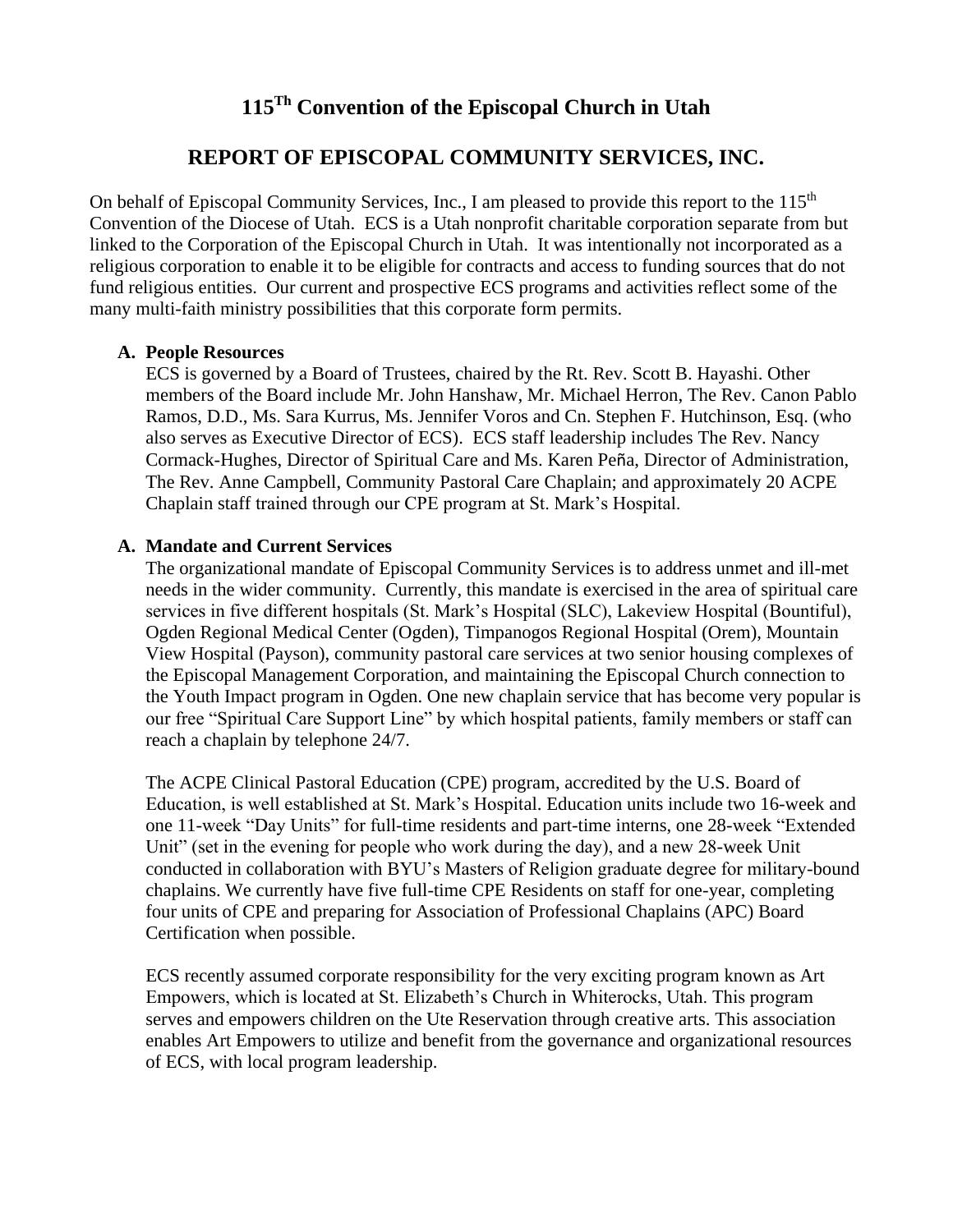# 115[Th] Convention of the Episcopal Church in Utah

## REPORT OF EPISCOPAL COMMUNITY SERVICES, INC.

On behalf of Episcopal Community Services, Inc., I am pleased to provide this report to the 115th Convention of the Diocese of Utah. ECS is a Utah nonprofit charitable corporation separate from but linked to the Corporation of the Episcopal Church in Utah. It was intentionally not incorporated as a religious corporation to enable it to be eligible for contracts and access to funding sources that do not fund religious entities. Our current and prospective ECS programs and activities reflect some of the many multi-faith ministry possibilities that this corporate form permits.

**A. People Resources**

ECS is governed by a Board of Trustees, chaired by the Rt. Rev. Scott B. Hayashi. Other members of the Board include Mr. John Hanshaw, Mr. Michael Herron, The Rev. Canon Pablo Ramos, D.D., Ms. Sara Kurrus, Ms. Jennifer Voros and Cn. Stephen F. Hutchinson, Esq. (who also serves as Executive Director of ECS). ECS staff leadership includes The Rev. Nancy Cormack-Hughes, Director of Spiritual Care and Ms. Karen Peña, Director of Administration, The Rev. Anne Campbell, Community Pastoral Care Chaplain; and approximately 20 ACPE Chaplain staff trained through our CPE program at St. Mark's Hospital.

**A. Mandate and Current Services**

The organizational mandate of Episcopal Community Services is to address unmet and ill-met needs in the wider community. Currently, this mandate is exercised in the area of spiritual care services in five different hospitals (St. Mark's Hospital (SLC), Lakeview Hospital (Bountiful), Ogden Regional Medical Center (Ogden), Timpanogos Regional Hospital (Orem), Mountain View Hospital (Payson), community pastoral care services at two senior housing complexes of the Episcopal Management Corporation, and maintaining the Episcopal Church connection to the Youth Impact program in Ogden. One new chaplain service that has become very popular is our free "Spiritual Care Support Line" by which hospital patients, family members or staff can reach a chaplain by telephone 24/7.

The ACPE Clinical Pastoral Education (CPE) program, accredited by the U.S. Board of Education, is well established at St. Mark's Hospital. Education units include two 16-week and one 11-week "Day Units" for full-time residents and part-time interns, one 28-week "Extended Unit" (set in the evening for people who work during the day), and a new 28-week Unit conducted in collaboration with BYU's Masters of Religion graduate degree for military-bound chaplains. We currently have five full-time CPE Residents on staff for one-year, completing four units of CPE and preparing for Association of Professional Chaplains (APC) Board Certification when possible.

ECS recently assumed corporate responsibility for the very exciting program known as Art Empowers, which is located at St. Elizabeth's Church in Whiterocks, Utah. This program serves and empowers children on the Ute Reservation through creative arts. This association enables Art Empowers to utilize and benefit from the governance and organizational resources of ECS, with local program leadership.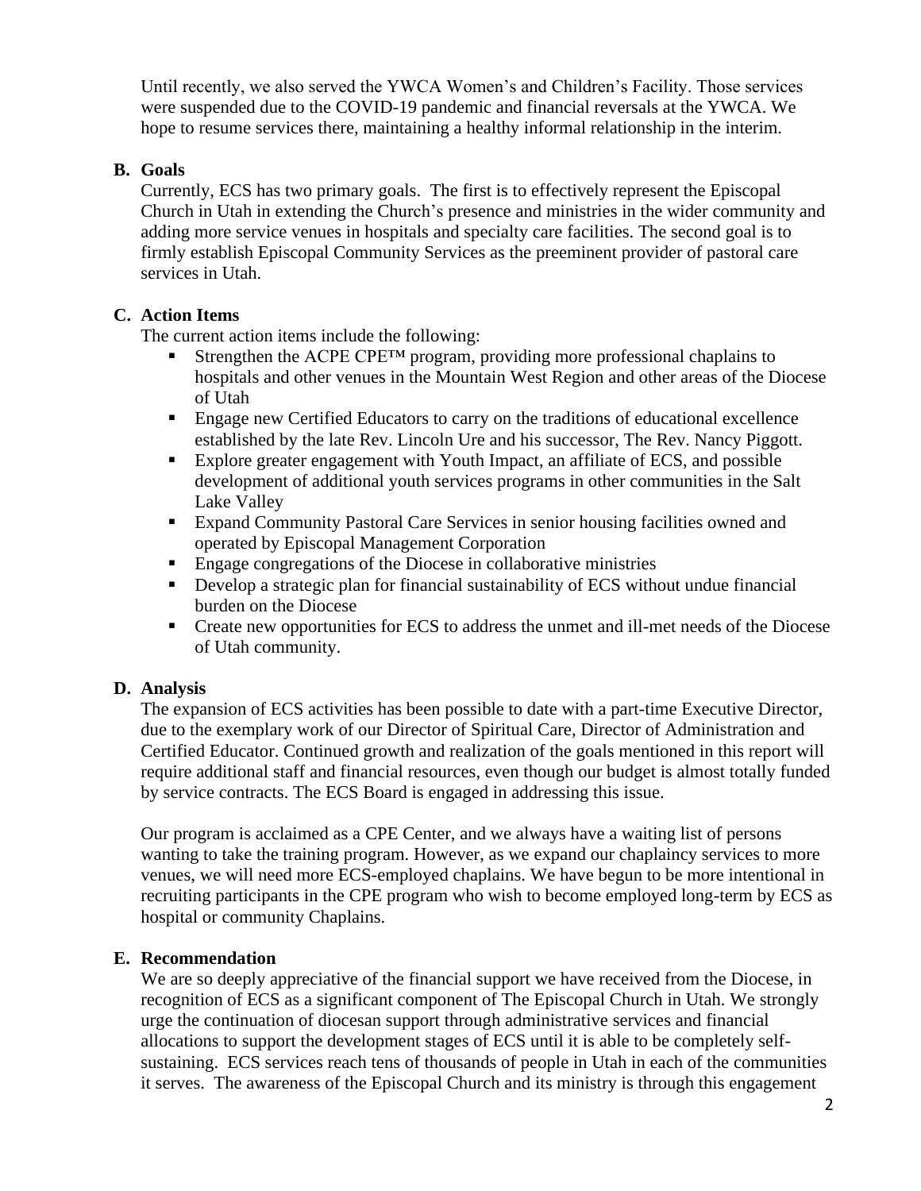Until recently, we also served the YWCA Women's and Children's Facility. Those services were suspended due to the COVID-19 pandemic and financial reversals at the YWCA. We hope to resume services there, maintaining a healthy informal relationship in the interim.

### B. Goals

Currently, ECS has two primary goals. The first is to effectively represent the Episcopal Church in Utah in extending the Church's presence and ministries in the wider community and adding more service venues in hospitals and specialty care facilities. The second goal is to firmly establish Episcopal Community Services as the preeminent provider of pastoral care services in Utah.

### C. Action Items

The current action items include the following:

- Strengthen the ACPE CPE™ program, providing more professional chaplains to hospitals and other venues in the Mountain West Region and other areas of the Diocese of Utah
- Engage new Certified Educators to carry on the traditions of educational excellence established by the late Rev. Lincoln Ure and his successor, The Rev. Nancy Piggott.
- Explore greater engagement with Youth Impact, an affiliate of ECS, and possible development of additional youth services programs in other communities in the Salt Lake Valley
- Expand Community Pastoral Care Services in senior housing facilities owned and operated by Episcopal Management Corporation
- Engage congregations of the Diocese in collaborative ministries
- Develop a strategic plan for financial sustainability of ECS without undue financial burden on the Diocese
- Create new opportunities for ECS to address the unmet and ill-met needs of the Diocese of Utah community.

### D. Analysis

The expansion of ECS activities has been possible to date with a part-time Executive Director, due to the exemplary work of our Director of Spiritual Care, Director of Administration and Certified Educator. Continued growth and realization of the goals mentioned in this report will require additional staff and financial resources, even though our budget is almost totally funded by service contracts. The ECS Board is engaged in addressing this issue.

Our program is acclaimed as a CPE Center, and we always have a waiting list of persons wanting to take the training program. However, as we expand our chaplaincy services to more venues, we will need more ECS-employed chaplains. We have begun to be more intentional in recruiting participants in the CPE program who wish to become employed long-term by ECS as hospital or community Chaplains.

### E. Recommendation

We are so deeply appreciative of the financial support we have received from the Diocese, in recognition of ECS as a significant component of The Episcopal Church in Utah. We strongly urge the continuation of diocesan support through administrative services and financial allocations to support the development stages of ECS until it is able to be completely self-sustaining. ECS services reach tens of thousands of people in Utah in each of the communities it serves. The awareness of the Episcopal Church and its ministry is through this engagement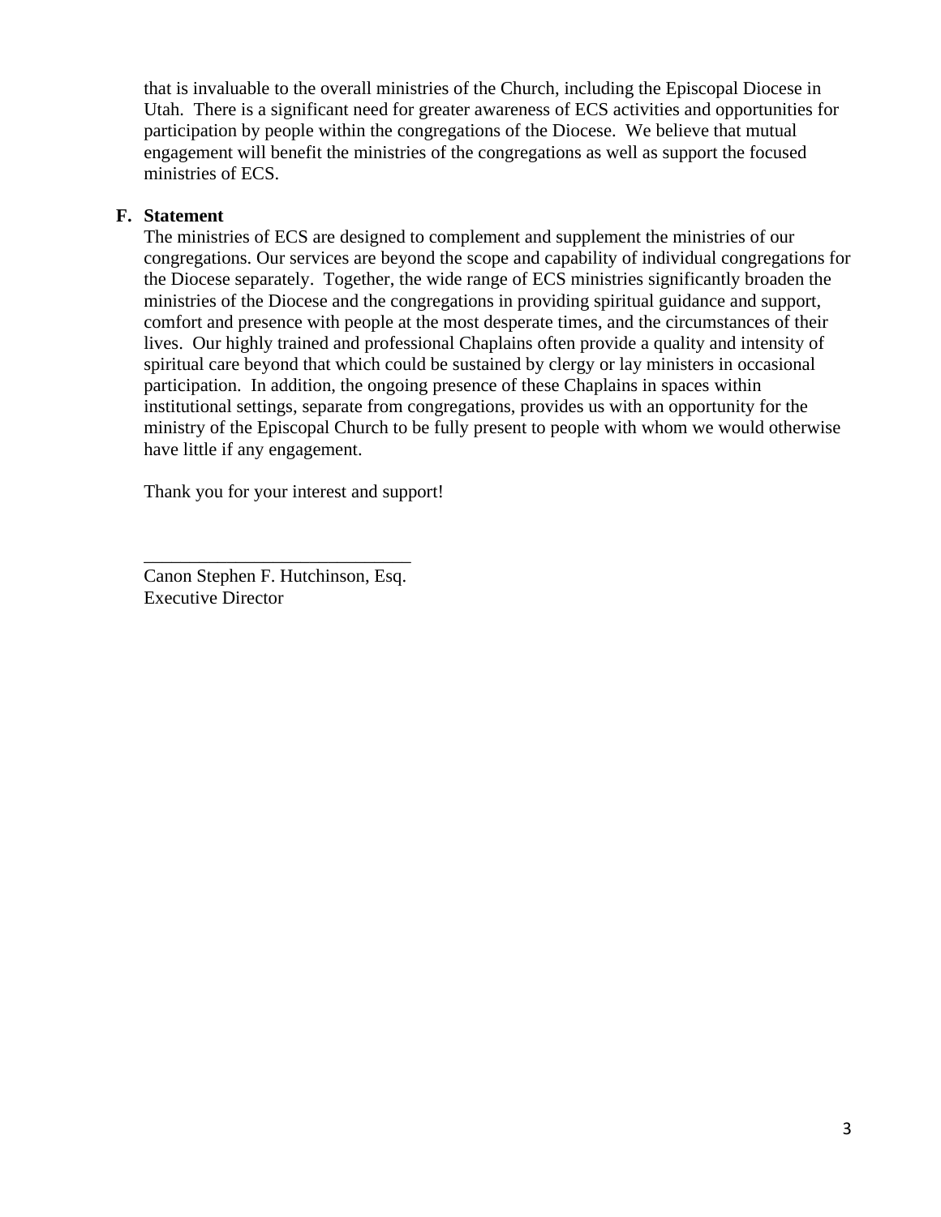that is invaluable to the overall ministries of the Church, including the Episcopal Diocese in Utah. There is a significant need for greater awareness of ECS activities and opportunities for participation by people within the congregations of the Diocese. We believe that mutual engagement will benefit the ministries of the congregations as well as support the focused ministries of ECS.

**F. Statement**

The ministries of ECS are designed to complement and supplement the ministries of our congregations. Our services are beyond the scope and capability of individual congregations for the Diocese separately. Together, the wide range of ECS ministries significantly broaden the ministries of the Diocese and the congregations in providing spiritual guidance and support, comfort and presence with people at the most desperate times, and the circumstances of their lives. Our highly trained and professional Chaplains often provide a quality and intensity of spiritual care beyond that which could be sustained by clergy or lay ministers in occasional participation. In addition, the ongoing presence of these Chaplains in spaces within institutional settings, separate from congregations, provides us with an opportunity for the ministry of the Episcopal Church to be fully present to people with whom we would otherwise have little if any engagement.

Thank you for your interest and support!

\_\_\_\_\_\_\_\_\_\_\_\_\_\_\_\_\_\_\_\_\_\_\_\_\_\_\_\_\_\_

Canon Stephen F. Hutchinson, Esq.
Executive Director